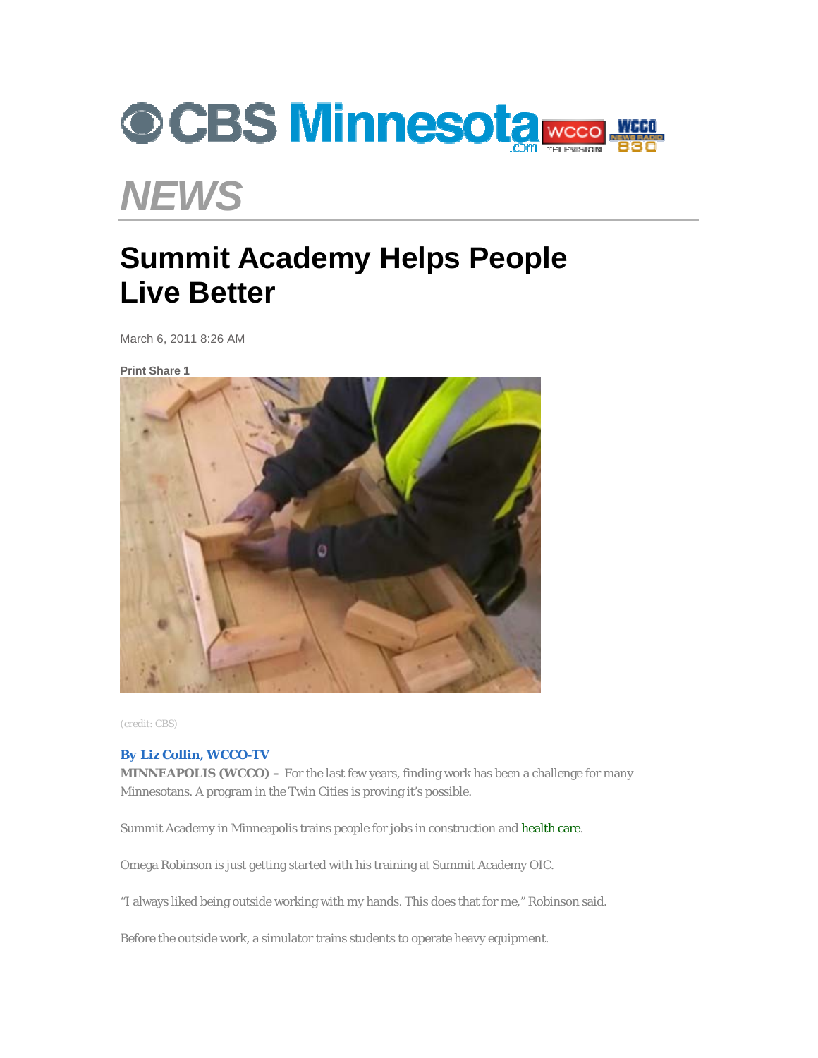# NEWS

# Summit Academy Helps People Live Better

March 6, 2011 8:26 AM

**Print Share 1**

(credit: CBS)

**By Liz Collin, WCCO-TV**

**MINNEAPOLIS (WCCO) –** For the last few years, finding work has been a challenge for many Minnesotans. A program in the Twin Cities is proving it's possible.

Summit Academy in Minneapolis trains people for jobs in construction and health care.

Omega Robinson is just getting started with his training at Summit Academy OIC.

"I always liked being outside working with my hands. This does that for me," Robinson said.

Before the outside work, a simulator trains students to operate heavy equipment.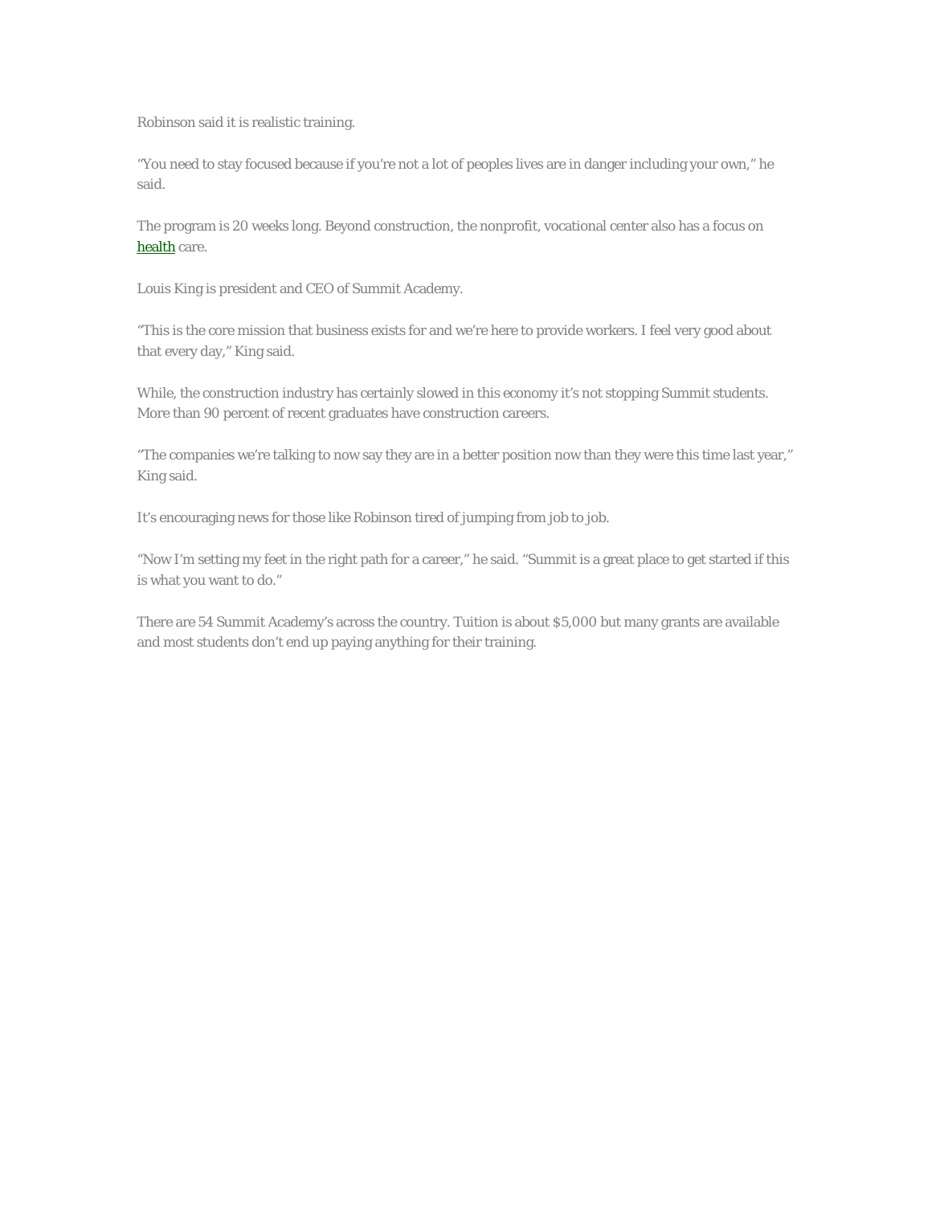Robinson said it is realistic training.

“You need to stay focused because if you’re not a lot of peoples lives are in danger including your own,” he said.

The program is 20 weeks long. Beyond construction, the nonprofit, vocational center also has a focus on health care.

Louis King is president and CEO of Summit Academy.

“This is the core mission that business exists for and we’re here to provide workers. I feel very good about that every day,” King said.

While, the construction industry has certainly slowed in this economy it’s not stopping Summit students. More than 90 percent of recent graduates have construction careers.

“The companies we’re talking to now say they are in a better position now than they were this time last year,” King said.

It’s encouraging news for those like Robinson tired of jumping from job to job.

“Now I’m setting my feet in the right path for a career,” he said. “Summit is a great place to get started if this is what you want to do.”

There are 54 Summit Academy’s across the country. Tuition is about $5,000 but many grants are available and most students don’t end up paying anything for their training.